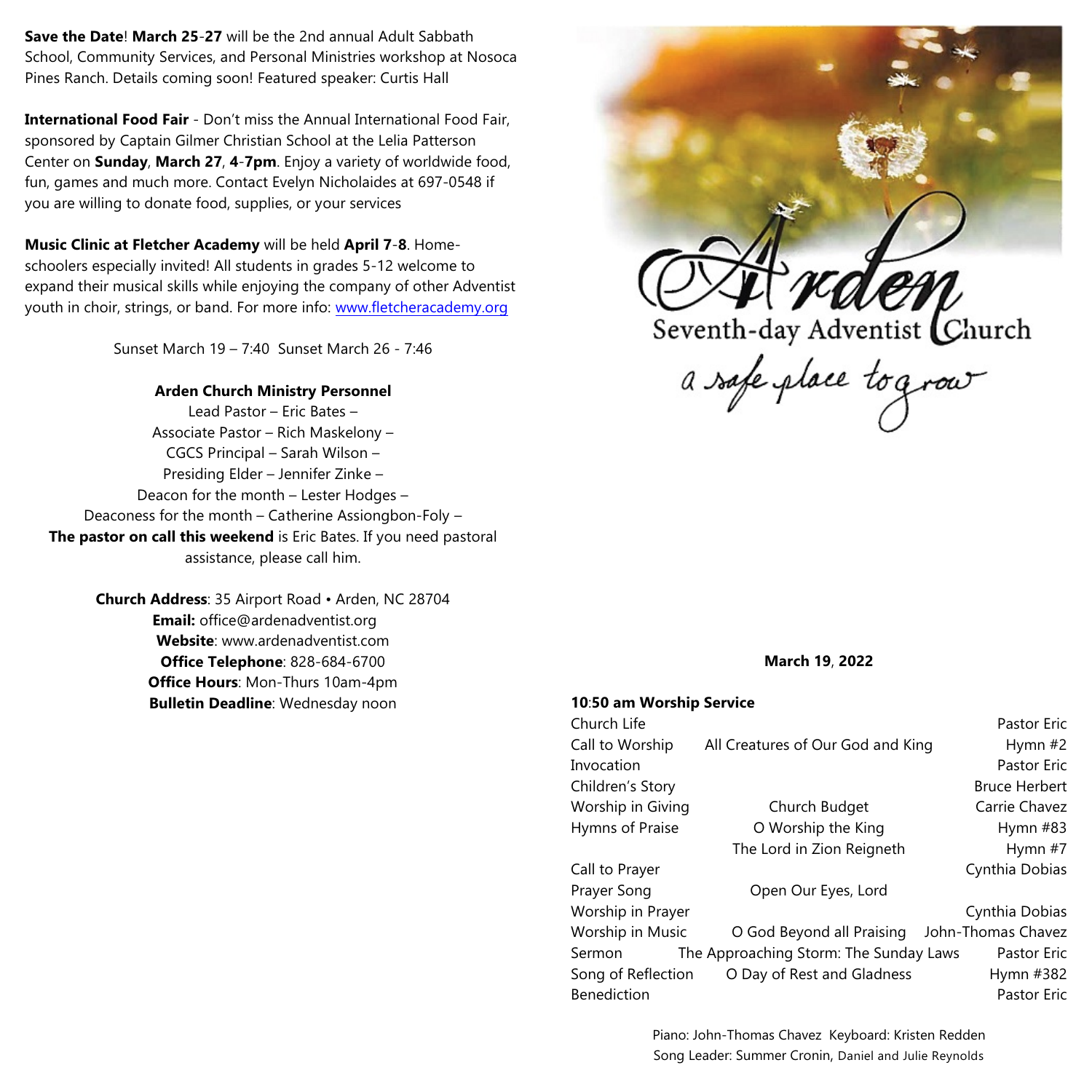**Save the Date**! **March 25**-**27** will be the 2nd annual Adult Sabbath School, Community Services, and Personal Ministries workshop at Nosoca Pines Ranch. Details coming soon! Featured speaker: Curtis Hall

**International Food Fair** - Don't miss the Annual International Food Fair, sponsored by Captain Gilmer Christian School at the Lelia Patterson Center on **Sunday**, **March 27**, **4**-**7pm**. Enjoy a variety of worldwide food, fun, games and much more. Contact Evelyn Nicholaides at 697-0548 if you are willing to donate food, supplies, or your services

**Music Clinic at Fletcher Academy** will be held **April 7**-**8**. Home-schoolers especially invited! All students in grades 5-12 welcome to expand their musical skills while enjoying the company of other Adventist youth in choir, strings, or band. For more info: www.fletcheracademy.org

Sunset March 19 – 7:40 Sunset March 26 - 7:46

**Arden Church Ministry Personnel**

Lead Pastor – Eric Bates –
Associate Pastor – Rich Maskelony –
CGCS Principal – Sarah Wilson –
Presiding Elder – Jennifer Zinke –
Deacon for the month – Lester Hodges –
Deaconess for the month – Catherine Assiongbon-Foly –
**The pastor on call this weekend** is Eric Bates. If you need pastoral assistance, please call him.

**Church Address**: 35 Airport Road • Arden, NC 28704
**Email:** office@ardenadventist.org
**Website**: www.ardenadventist.com
**Office Telephone**: 828-684-6700
**Office Hours**: Mon-Thurs 10am-4pm
**Bulletin Deadline**: Wednesday noon

# Arden

Seventh-day Adventist Church

*a safe place to grow*

**March 19**, **2022**

**10**:**50 am Worship Service**

| | | |
|---|---|---|
| Church Life | | Pastor Eric |
| Call to Worship | All Creatures of Our God and King | Hymn #2 |
| Invocation | | Pastor Eric |
| Children's Story | | Bruce Herbert |
| Worship in Giving | Church Budget | Carrie Chavez |
| Hymns of Praise | O Worship the King | Hymn #83 |
| | The Lord in Zion Reigneth | Hymn #7 |
| Call to Prayer | | Cynthia Dobias |
| Prayer Song | Open Our Eyes, Lord | |
| Worship in Prayer | | Cynthia Dobias |
| Worship in Music | O God Beyond all Praising | John-Thomas Chavez |
| Sermon | The Approaching Storm: The Sunday Laws | Pastor Eric |
| Song of Reflection | O Day of Rest and Gladness | Hymn #382 |
| Benediction | | Pastor Eric |

Piano: John-Thomas Chavez Keyboard: Kristen Redden
Song Leader: Summer Cronin, Daniel and Julie Reynolds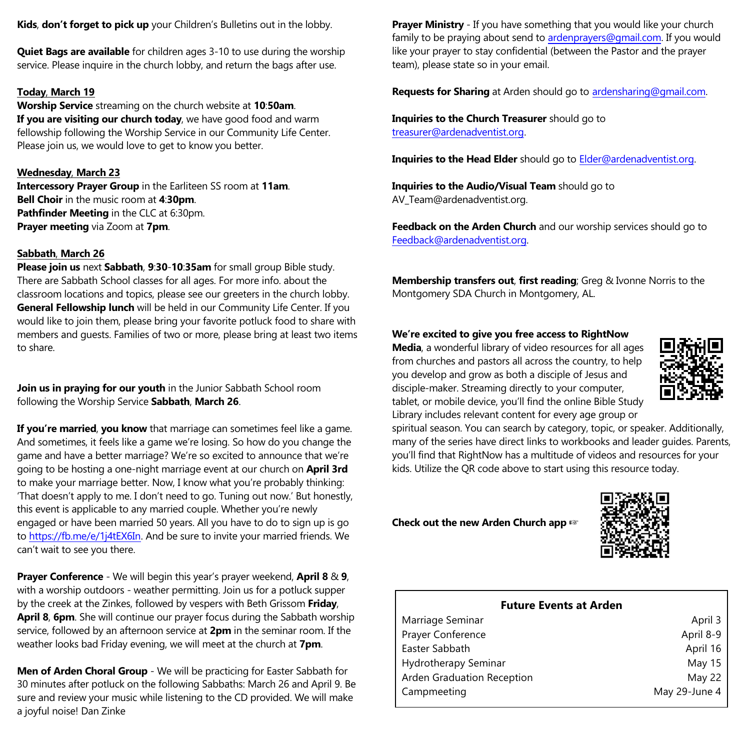**Kids**, **don't forget to pick up** your Children's Bulletins out in the lobby.

**Quiet Bags are available** for children ages 3-10 to use during the worship service. Please inquire in the church lobby, and return the bags after use.

**Today, March 19**

**Worship Service** streaming on the church website at **10:50am**.
**If you are visiting our church today**, we have good food and warm fellowship following the Worship Service in our Community Life Center. Please join us, we would love to get to know you better.

**Wednesday, March 23**

**Intercessory Prayer Group** in the Earliteen SS room at **11am**.
**Bell Choir** in the music room at **4:30pm**.
**Pathfinder Meeting** in the CLC at 6:30pm.
**Prayer meeting** via Zoom at **7pm**.

**Sabbath, March 26**

**Please join us** next **Sabbath**, **9:30-10:35am** for small group Bible study. There are Sabbath School classes for all ages. For more info. about the classroom locations and topics, please see our greeters in the church lobby.
**General Fellowship lunch** will be held in our Community Life Center. If you would like to join them, please bring your favorite potluck food to share with members and guests. Families of two or more, please bring at least two items to share.

**Join us in praying for our youth** in the Junior Sabbath School room following the Worship Service **Sabbath**, **March 26**.

**If you're married**, **you know** that marriage can sometimes feel like a game. And sometimes, it feels like a game we're losing. So how do you change the game and have a better marriage? We're so excited to announce that we're going to be hosting a one-night marriage event at our church on **April 3rd** to make your marriage better. Now, I know what you're probably thinking: 'That doesn't apply to me. I don't need to go. Tuning out now.' But honestly, this event is applicable to any married couple. Whether you're newly engaged or have been married 50 years. All you have to do to sign up is go to https://fb.me/e/1j4tEX6In. And be sure to invite your married friends. We can't wait to see you there.

**Prayer Conference** - We will begin this year's prayer weekend, **April 8** & **9**, with a worship outdoors - weather permitting. Join us for a potluck supper by the creek at the Zinkes, followed by vespers with Beth Grissom **Friday**, **April 8**, **6pm**. She will continue our prayer focus during the Sabbath worship service, followed by an afternoon service at **2pm** in the seminar room. If the weather looks bad Friday evening, we will meet at the church at **7pm**.

**Men of Arden Choral Group** - We will be practicing for Easter Sabbath for 30 minutes after potluck on the following Sabbaths: March 26 and April 9. Be sure and review your music while listening to the CD provided. We will make a joyful noise! Dan Zinke

**Prayer Ministry** - If you have something that you would like your church family to be praying about send to ardenprayers@gmail.com. If you would like your prayer to stay confidential (between the Pastor and the prayer team), please state so in your email.

**Requests for Sharing** at Arden should go to ardensharing@gmail.com.

**Inquiries to the Church Treasurer** should go to treasurer@ardenadventist.org.

**Inquiries to the Head Elder** should go to Elder@ardenadventist.org.

**Inquiries to the Audio/Visual Team** should go to AV_Team@ardenadventist.org.

**Feedback on the Arden Church** and our worship services should go to Feedback@ardenadventist.org.

**Membership transfers out**, **first reading**; Greg & Ivonne Norris to the Montgomery SDA Church in Montgomery, AL.

**We're excited to give you free access to RightNow Media**, a wonderful library of video resources for all ages from churches and pastors all across the country, to help you develop and grow as both a disciple of Jesus and disciple-maker. Streaming directly to your computer, tablet, or mobile device, you'll find the online Bible Study Library includes relevant content for every age group or spiritual season. You can search by category, topic, or speaker. Additionally, many of the series have direct links to workbooks and leader guides. Parents, you'll find that RightNow has a multitude of videos and resources for your kids. Utilize the QR code above to start using this resource today.

**Check out the new Arden Church app** ☞

**Future Events at Arden**

| | |
|---|---|
| Marriage Seminar | April 3 |
| Prayer Conference | April 8-9 |
| Easter Sabbath | April 16 |
| Hydrotherapy Seminar | May 15 |
| Arden Graduation Reception | May 22 |
| Campmeeting | May 29-June 4 |